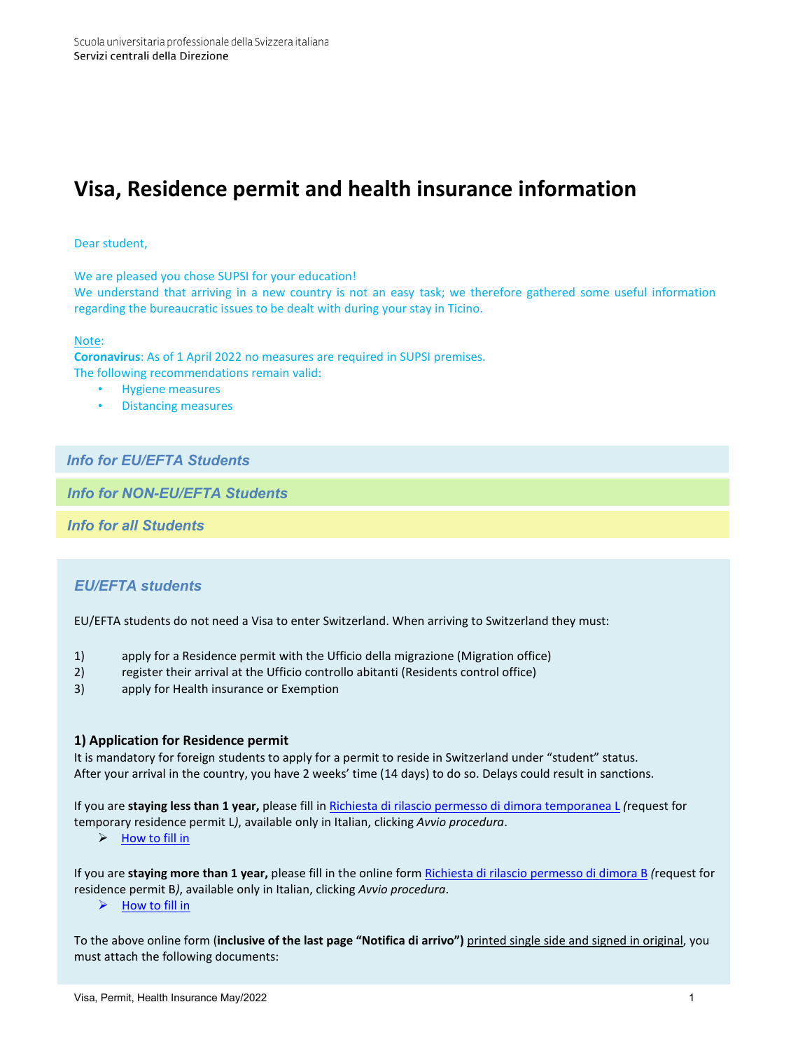Scuola universitaria professionale della Svizzera italiana
Servizi centrali della Direzione

# Visa, Residence permit and health insurance information

Dear student,

We are pleased you chose SUPSI for your education!
We understand that arriving in a new country is not an easy task; we therefore gathered some useful information regarding the bureaucratic issues to be dealt with during your stay in Ticino.

Note:
**Coronavirus**: As of 1 April 2022 no measures are required in SUPSI premises.
The following recommendations remain valid:

- Hygiene measures
- Distancing measures

*Info for EU/EFTA Students*

*Info for NON-EU/EFTA Students*

*Info for all Students*

## *EU/EFTA students*

EU/EFTA students do not need a Visa to enter Switzerland. When arriving to Switzerland they must:

1) apply for a Residence permit with the Ufficio della migrazione (Migration office)
2) register their arrival at the Ufficio controllo abitanti (Residents control office)
3) apply for Health insurance or Exemption

### 1) Application for Residence permit

It is mandatory for foreign students to apply for a permit to reside in Switzerland under "student" status.
After your arrival in the country, you have 2 weeks' time (14 days) to do so. Delays could result in sanctions.

If you are **staying less than 1 year,** please fill in Richiesta di rilascio permesso di dimora temporanea L *(*request for temporary residence permit L*)*, available only in Italian, clicking *Avvio procedura*.

- How to fill in

If you are **staying more than 1 year,** please fill in the online form Richiesta di rilascio permesso di dimora B *(*request for residence permit B*)*, available only in Italian, clicking *Avvio procedura*.

- How to fill in

To the above online form (**inclusive of the last page "Notifica di arrivo")** printed single side and signed in original, you must attach the following documents: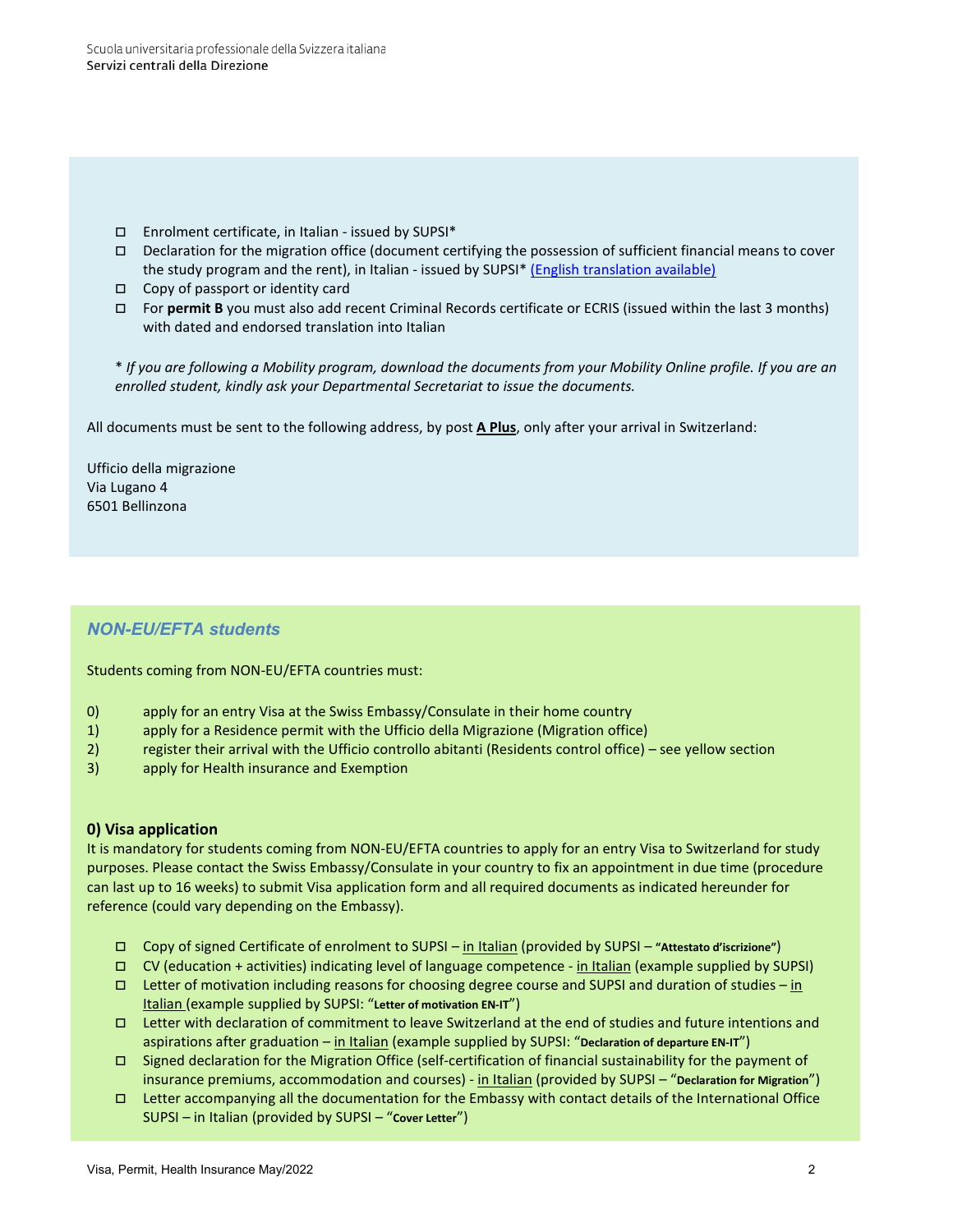- ☐ Enrolment certificate, in Italian - issued by SUPSI*
- ☐ Declaration for the migration office (document certifying the possession of sufficient financial means to cover the study program and the rent), in Italian - issued by SUPSI* (English translation available)
- ☐ Copy of passport or identity card
- ☐ For **permit B** you must also add recent Criminal Records certificate or ECRIS (issued within the last 3 months) with dated and endorsed translation into Italian

\* *If you are following a Mobility program, download the documents from your Mobility Online profile. If you are an enrolled student, kindly ask your Departmental Secretariat to issue the documents.*

All documents must be sent to the following address, by post **A Plus**, only after your arrival in Switzerland:

Ufficio della migrazione
Via Lugano 4
6501 Bellinzona

## *NON-EU/EFTA students*

Students coming from NON-EU/EFTA countries must:

0) apply for an entry Visa at the Swiss Embassy/Consulate in their home country
1) apply for a Residence permit with the Ufficio della Migrazione (Migration office)
2) register their arrival with the Ufficio controllo abitanti (Residents control office) – see yellow section
3) apply for Health insurance and Exemption

### 0) Visa application

It is mandatory for students coming from NON-EU/EFTA countries to apply for an entry Visa to Switzerland for study purposes. Please contact the Swiss Embassy/Consulate in your country to fix an appointment in due time (procedure can last up to 16 weeks) to submit Visa application form and all required documents as indicated hereunder for reference (could vary depending on the Embassy).

- ☐ Copy of signed Certificate of enrolment to SUPSI – in Italian (provided by SUPSI – **"Attestato d'iscrizione"**)
- ☐ CV (education + activities) indicating level of language competence - in Italian (example supplied by SUPSI)
- ☐ Letter of motivation including reasons for choosing degree course and SUPSI and duration of studies – in Italian (example supplied by SUPSI: "**Letter of motivation EN-IT**")
- ☐ Letter with declaration of commitment to leave Switzerland at the end of studies and future intentions and aspirations after graduation – in Italian (example supplied by SUPSI: "**Declaration of departure EN-IT**")
- ☐ Signed declaration for the Migration Office (self-certification of financial sustainability for the payment of insurance premiums, accommodation and courses) - in Italian (provided by SUPSI – "**Declaration for Migration**")
- ☐ Letter accompanying all the documentation for the Embassy with contact details of the International Office SUPSI – in Italian (provided by SUPSI – "**Cover Letter**")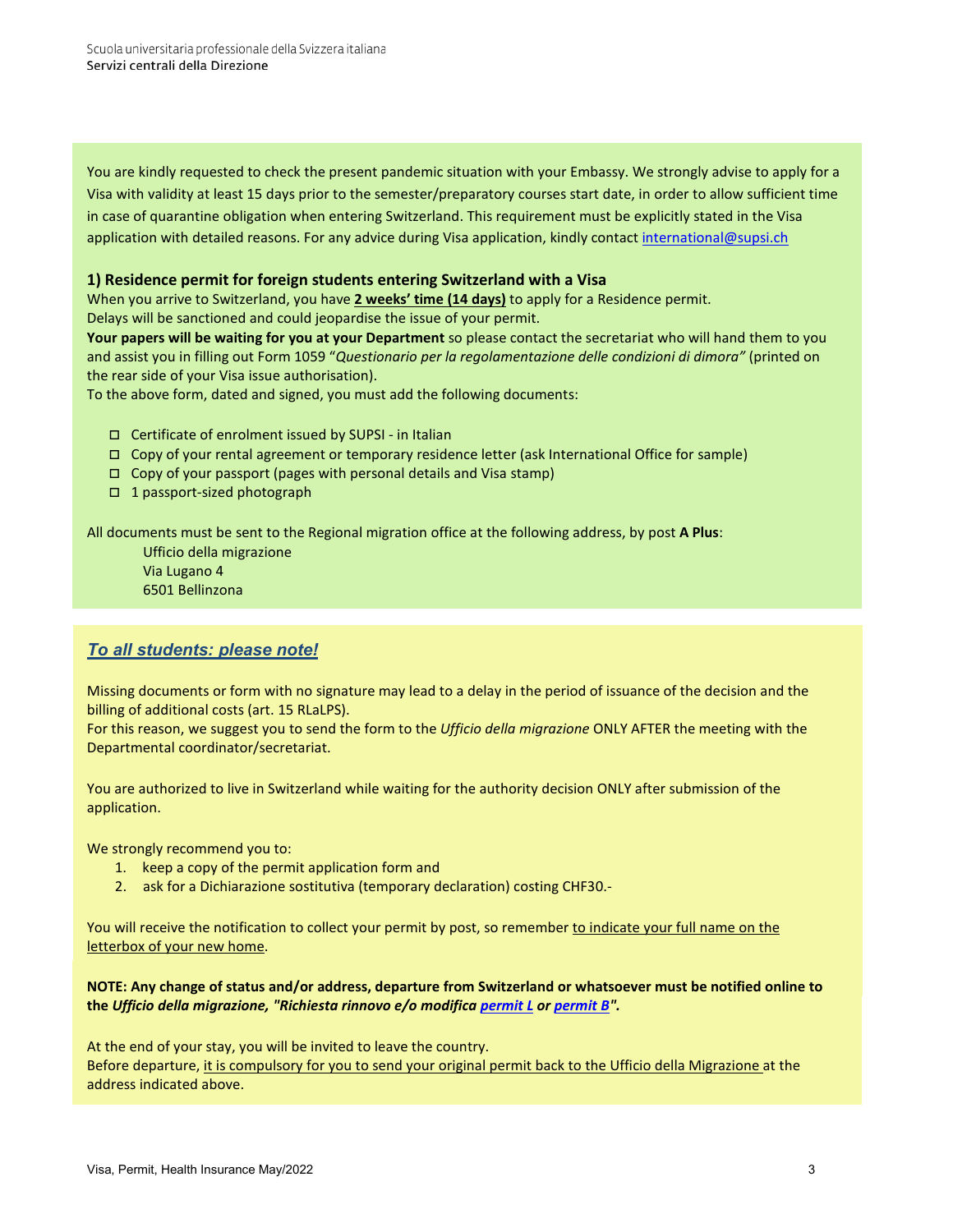You are kindly requested to check the present pandemic situation with your Embassy. We strongly advise to apply for a Visa with validity at least 15 days prior to the semester/preparatory courses start date, in order to allow sufficient time in case of quarantine obligation when entering Switzerland. This requirement must be explicitly stated in the Visa application with detailed reasons. For any advice during Visa application, kindly contact international@supsi.ch

### 1) Residence permit for foreign students entering Switzerland with a Visa

When you arrive to Switzerland, you have **2 weeks' time (14 days)** to apply for a Residence permit.
Delays will be sanctioned and could jeopardise the issue of your permit.
**Your papers will be waiting for you at your Department** so please contact the secretariat who will hand them to you and assist you in filling out Form 1059 "*Questionario per la regolamentazione delle condizioni di dimora"* (printed on the rear side of your Visa issue authorisation).
To the above form, dated and signed, you must add the following documents:

- ☐ Certificate of enrolment issued by SUPSI - in Italian
- ☐ Copy of your rental agreement or temporary residence letter (ask International Office for sample)
- ☐ Copy of your passport (pages with personal details and Visa stamp)
- ☐ 1 passport-sized photograph

All documents must be sent to the Regional migration office at the following address, by post **A Plus**:

Ufficio della migrazione
Via Lugano 4
6501 Bellinzona

### *To all students: please note!*

Missing documents or form with no signature may lead to a delay in the period of issuance of the decision and the billing of additional costs (art. 15 RLaLPS).
For this reason, we suggest you to send the form to the *Ufficio della migrazione* ONLY AFTER the meeting with the Departmental coordinator/secretariat.

You are authorized to live in Switzerland while waiting for the authority decision ONLY after submission of the application.

We strongly recommend you to:

1. keep a copy of the permit application form and
2. ask for a Dichiarazione sostitutiva (temporary declaration) costing CHF30.-

You will receive the notification to collect your permit by post, so remember to indicate your full name on the letterbox of your new home.

**NOTE: Any change of status and/or address, departure from Switzerland or whatsoever must be notified online to the *Ufficio della migrazione, "Richiesta rinnovo e/o modifica permit L or permit B".***

At the end of your stay, you will be invited to leave the country.
Before departure, it is compulsory for you to send your original permit back to the Ufficio della Migrazione at the address indicated above.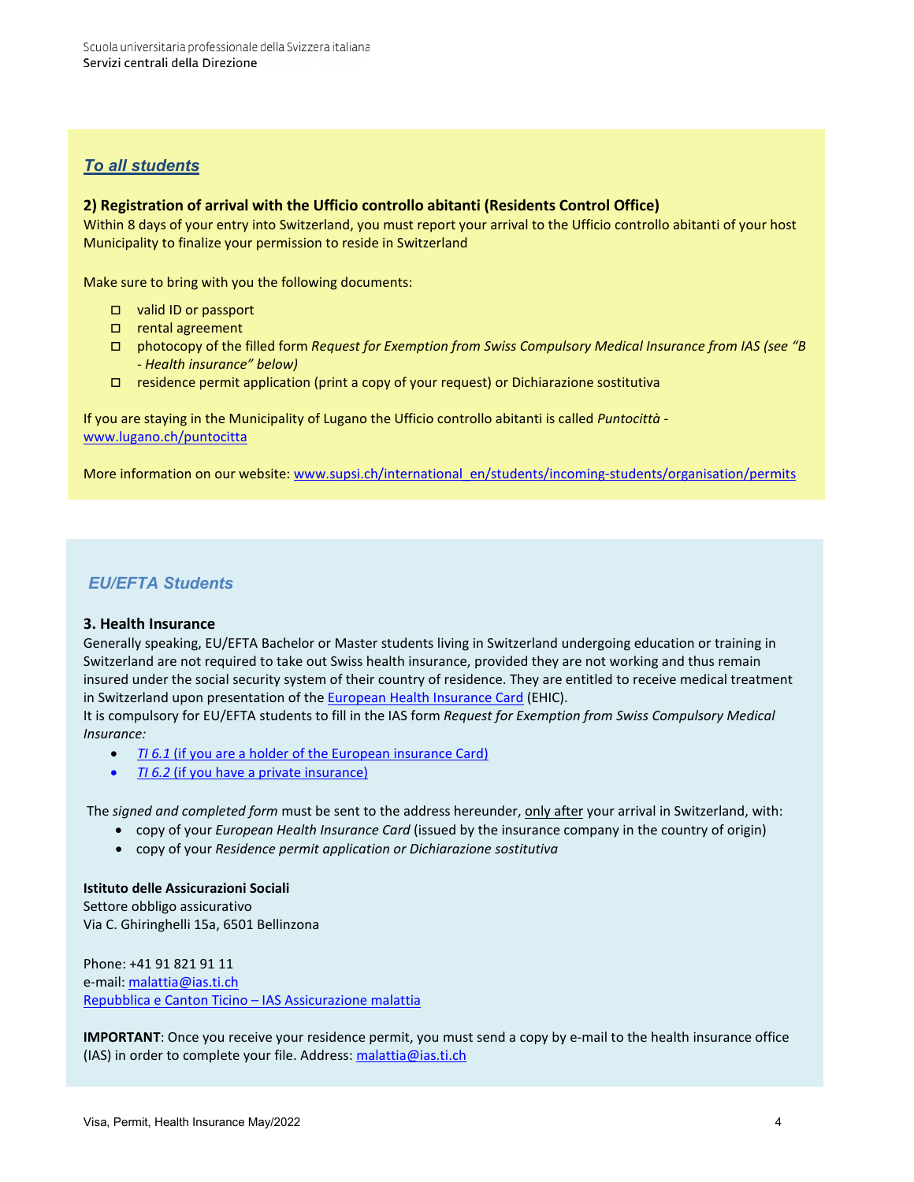## *To all students*

**2) Registration of arrival with the Ufficio controllo abitanti (Residents Control Office)**

Within 8 days of your entry into Switzerland, you must report your arrival to the Ufficio controllo abitanti of your host Municipality to finalize your permission to reside in Switzerland

Make sure to bring with you the following documents:

- valid ID or passport
- rental agreement
- photocopy of the filled form *Request for Exemption from Swiss Compulsory Medical Insurance from IAS (see "B - Health insurance" below)*
- residence permit application (print a copy of your request) or Dichiarazione sostitutiva

If you are staying in the Municipality of Lugano the Ufficio controllo abitanti is called *Puntocittà* - www.lugano.ch/puntocitta

More information on our website: www.supsi.ch/international_en/students/incoming-students/organisation/permits

## *EU/EFTA Students*

**3. Health Insurance**

Generally speaking, EU/EFTA Bachelor or Master students living in Switzerland undergoing education or training in Switzerland are not required to take out Swiss health insurance, provided they are not working and thus remain insured under the social security system of their country of residence. They are entitled to receive medical treatment in Switzerland upon presentation of the European Health Insurance Card (EHIC).

It is compulsory for EU/EFTA students to fill in the IAS form *Request for Exemption from Swiss Compulsory Medical Insurance:*

- *TI 6.1* (if you are a holder of the European insurance Card)
- *TI 6.2* (if you have a private insurance)

The *signed and completed form* must be sent to the address hereunder, only after your arrival in Switzerland, with:

- copy of your *European Health Insurance Card* (issued by the insurance company in the country of origin)
- copy of your *Residence permit application or Dichiarazione sostitutiva*

**Istituto delle Assicurazioni Sociali**
Settore obbligo assicurativo
Via C. Ghiringhelli 15a, 6501 Bellinzona

Phone: +41 91 821 91 11
e-mail: malattia@ias.ti.ch
Repubblica e Canton Ticino – IAS Assicurazione malattia

**IMPORTANT**: Once you receive your residence permit, you must send a copy by e-mail to the health insurance office (IAS) in order to complete your file. Address: malattia@ias.ti.ch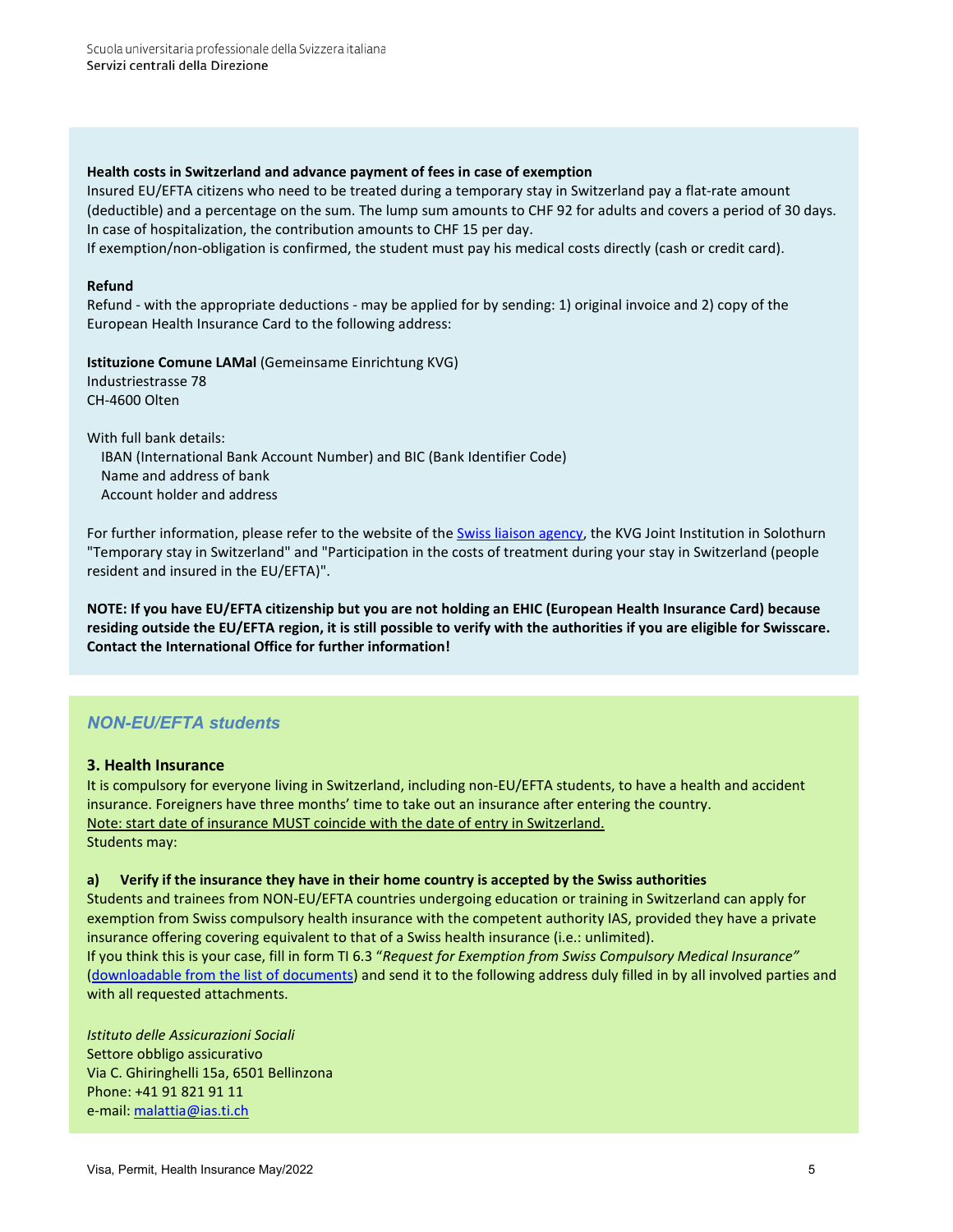**Health costs in Switzerland and advance payment of fees in case of exemption**
Insured EU/EFTA citizens who need to be treated during a temporary stay in Switzerland pay a flat-rate amount (deductible) and a percentage on the sum. The lump sum amounts to CHF 92 for adults and covers a period of 30 days. In case of hospitalization, the contribution amounts to CHF 15 per day.
If exemption/non-obligation is confirmed, the student must pay his medical costs directly (cash or credit card).

**Refund**
Refund - with the appropriate deductions - may be applied for by sending: 1) original invoice and 2) copy of the European Health Insurance Card to the following address:

**Istituzione Comune LAMal** (Gemeinsame Einrichtung KVG)
Industriestrasse 78
CH-4600 Olten

With full bank details:
- IBAN (International Bank Account Number) and BIC (Bank Identifier Code)
- Name and address of bank
- Account holder and address

For further information, please refer to the website of the Swiss liaison agency, the KVG Joint Institution in Solothurn "Temporary stay in Switzerland" and "Participation in the costs of treatment during your stay in Switzerland (people resident and insured in the EU/EFTA)".

**NOTE: If you have EU/EFTA citizenship but you are not holding an EHIC (European Health Insurance Card) because residing outside the EU/EFTA region, it is still possible to verify with the authorities if you are eligible for Swisscare. Contact the International Office for further information!**

## *NON-EU/EFTA students*

### 3. Health Insurance

It is compulsory for everyone living in Switzerland, including non-EU/EFTA students, to have a health and accident insurance. Foreigners have three months' time to take out an insurance after entering the country.
Note: start date of insurance MUST coincide with the date of entry in Switzerland.
Students may:

**a) Verify if the insurance they have in their home country is accepted by the Swiss authorities**
Students and trainees from NON-EU/EFTA countries undergoing education or training in Switzerland can apply for exemption from Swiss compulsory health insurance with the competent authority IAS, provided they have a private insurance offering covering equivalent to that of a Swiss health insurance (i.e.: unlimited).
If you think this is your case, fill in form TI 6.3 "*Request for Exemption from Swiss Compulsory Medical Insurance"* (downloadable from the list of documents) and send it to the following address duly filled in by all involved parties and with all requested attachments.

*Istituto delle Assicurazioni Sociali*
Settore obbligo assicurativo
Via C. Ghiringhelli 15a, 6501 Bellinzona
Phone: +41 91 821 91 11
e-mail: malattia@ias.ti.ch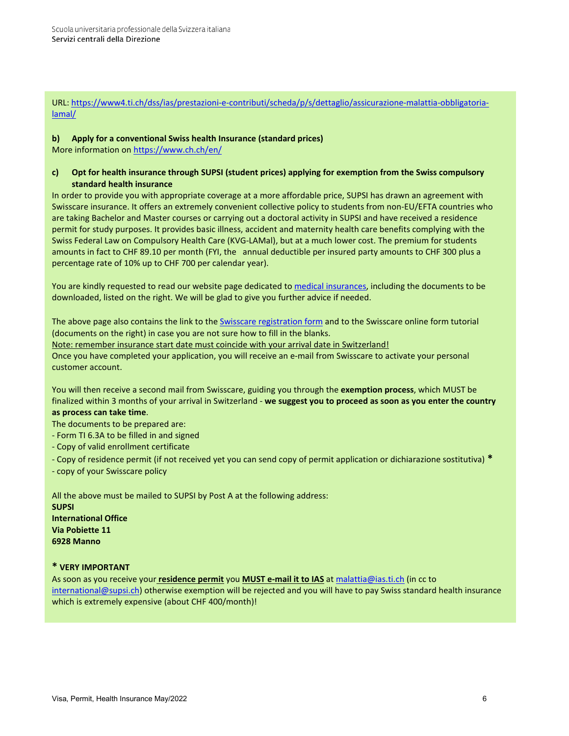URL: [https://www4.ti.ch/dss/ias/prestazioni-e-contributi/scheda/p/s/dettaglio/assicurazione-malattia-obbligatoria-lamal/](https://www4.ti.ch/dss/ias/prestazioni-e-contributi/scheda/p/s/dettaglio/assicurazione-malattia-obbligatoria-lamal/)

**b) Apply for a conventional Swiss health Insurance (standard prices)**

More information on [https://www.ch.ch/en/](https://www.ch.ch/en/)

**c) Opt for health insurance through SUPSI (student prices) applying for exemption from the Swiss compulsory standard health insurance**

In order to provide you with appropriate coverage at a more affordable price, SUPSI has drawn an agreement with Swisscare insurance. It offers an extremely convenient collective policy to students from non-EU/EFTA countries who are taking Bachelor and Master courses or carrying out a doctoral activity in SUPSI and have received a residence permit for study purposes. It provides basic illness, accident and maternity health care benefits complying with the Swiss Federal Law on Compulsory Health Care (KVG-LAMal), but at a much lower cost. The premium for students amounts in fact to CHF 89.10 per month (FYI, the annual deductible per insured party amounts to CHF 300 plus a percentage rate of 10% up to CHF 700 per calendar year).

You are kindly requested to read our website page dedicated to medical insurances, including the documents to be downloaded, listed on the right. We will be glad to give you further advice if needed.

The above page also contains the link to the Swisscare registration form and to the Swisscare online form tutorial (documents on the right) in case you are not sure how to fill in the blanks.

Note: remember insurance start date must coincide with your arrival date in Switzerland!

Once you have completed your application, you will receive an e-mail from Swisscare to activate your personal customer account.

You will then receive a second mail from Swisscare, guiding you through the **exemption process**, which MUST be finalized within 3 months of your arrival in Switzerland - **we suggest you to proceed as soon as you enter the country as process can take time**.

The documents to be prepared are:

- Form TI 6.3A to be filled in and signed
- Copy of valid enrollment certificate
- Copy of residence permit (if not received yet you can send copy of permit application or dichiarazione sostitutiva) *
- copy of your Swisscare policy

All the above must be mailed to SUPSI by Post A at the following address:

**SUPSI**
**International Office**
**Via Pobiette 11**
**6928 Manno**

**\* VERY IMPORTANT**

As soon as you receive your **residence permit** you **MUST e-mail it to IAS** at malattia@ias.ti.ch (in cc to international@supsi.ch) otherwise exemption will be rejected and you will have to pay Swiss standard health insurance which is extremely expensive (about CHF 400/month)!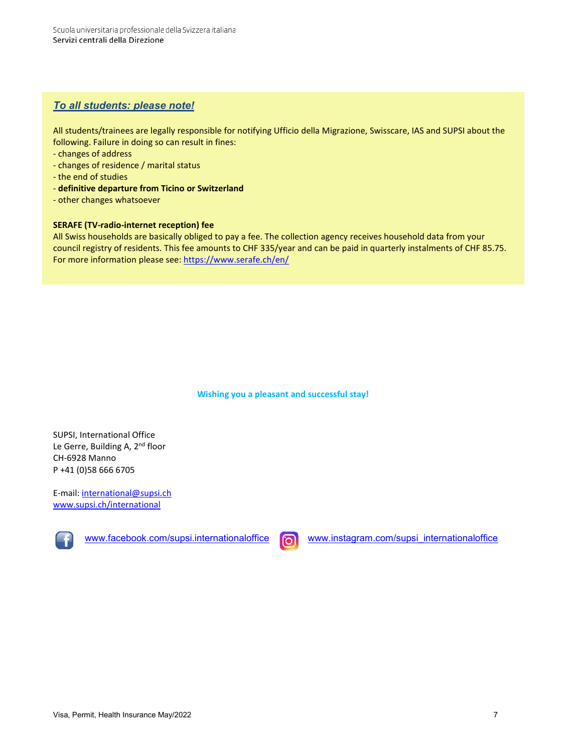## ***To all students: please note!***

All students/trainees are legally responsible for notifying Ufficio della Migrazione, Swisscare, IAS and SUPSI about the following. Failure in doing so can result in fines:

- changes of address
- changes of residence / marital status
- the end of studies
- **definitive departure from Ticino or Switzerland**
- other changes whatsoever

**SERAFE (TV-radio-internet reception) fee**

All Swiss households are basically obliged to pay a fee. The collection agency receives household data from your council registry of residents. This fee amounts to CHF 335/year and can be paid in quarterly instalments of CHF 85.75. For more information please see: https://www.serafe.ch/en/

**Wishing you a pleasant and successful stay!**

SUPSI, International Office
Le Gerre, Building A, 2nd floor
CH-6928 Manno
P +41 (0)58 666 6705

E-mail: international@supsi.ch
www.supsi.ch/international

www.facebook.com/supsi.internationaloffice

www.instagram.com/supsi_internationaloffice